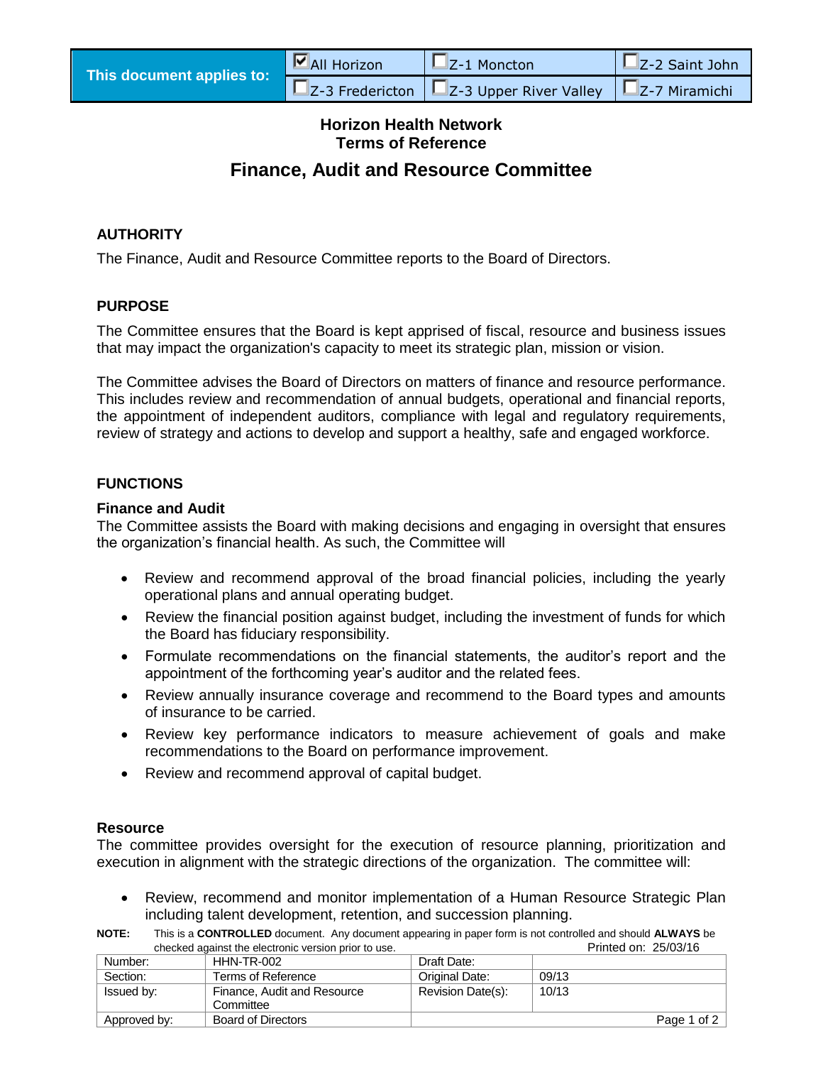| This document applies to: | ☑ All Horizon | ☐ Z-1 Moncton | ☐ Z-2 Saint John |
|---|---|---|---|
| | ☐ Z-3 Fredericton | ☐ Z-3 Upper River Valley | ☐ Z-7 Miramichi |

**Horizon Health Network**
**Terms of Reference**

# Finance, Audit and Resource Committee

## AUTHORITY

The Finance, Audit and Resource Committee reports to the Board of Directors.

## PURPOSE

The Committee ensures that the Board is kept apprised of fiscal, resource and business issues that may impact the organization's capacity to meet its strategic plan, mission or vision.

The Committee advises the Board of Directors on matters of finance and resource performance. This includes review and recommendation of annual budgets, operational and financial reports, the appointment of independent auditors, compliance with legal and regulatory requirements, review of strategy and actions to develop and support a healthy, safe and engaged workforce.

## FUNCTIONS

### Finance and Audit

The Committee assists the Board with making decisions and engaging in oversight that ensures the organization's financial health. As such, the Committee will

- Review and recommend approval of the broad financial policies, including the yearly operational plans and annual operating budget.
- Review the financial position against budget, including the investment of funds for which the Board has fiduciary responsibility.
- Formulate recommendations on the financial statements, the auditor's report and the appointment of the forthcoming year's auditor and the related fees.
- Review annually insurance coverage and recommend to the Board types and amounts of insurance to be carried.
- Review key performance indicators to measure achievement of goals and make recommendations to the Board on performance improvement.
- Review and recommend approval of capital budget.

### Resource

The committee provides oversight for the execution of resource planning, prioritization and execution in alignment with the strategic directions of the organization. The committee will:

- Review, recommend and monitor implementation of a Human Resource Strategic Plan including talent development, retention, and succession planning.

**NOTE:** This is a **CONTROLLED** document. Any document appearing in paper form is not controlled and should **ALWAYS** be checked against the electronic version prior to use. Printed on: 25/03/16

| Number: | HHN-TR-002 | Draft Date: | |
|---|---|---|---|
| Section: | Terms of Reference | Original Date: | 09/13 |
| Issued by: | Finance, Audit and Resource Committee | Revision Date(s): | 10/13 |
| Approved by: | Board of Directors | | |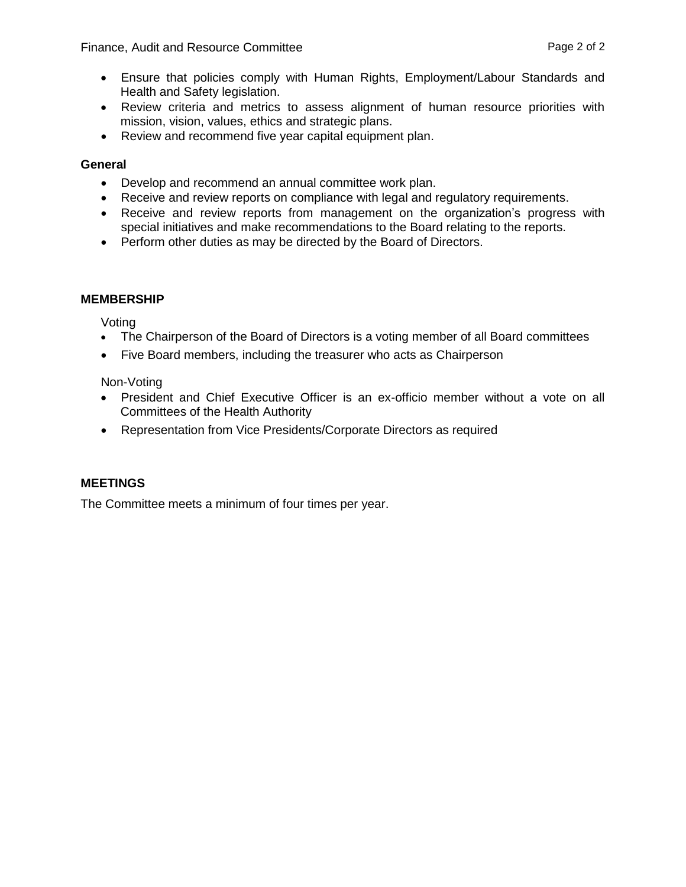- Ensure that policies comply with Human Rights, Employment/Labour Standards and Health and Safety legislation.
- Review criteria and metrics to assess alignment of human resource priorities with mission, vision, values, ethics and strategic plans.
- Review and recommend five year capital equipment plan.

**General**

- Develop and recommend an annual committee work plan.
- Receive and review reports on compliance with legal and regulatory requirements.
- Receive and review reports from management on the organization's progress with special initiatives and make recommendations to the Board relating to the reports.
- Perform other duties as may be directed by the Board of Directors.

**MEMBERSHIP**

Voting

- The Chairperson of the Board of Directors is a voting member of all Board committees
- Five Board members, including the treasurer who acts as Chairperson

Non-Voting

- President and Chief Executive Officer is an ex-officio member without a vote on all Committees of the Health Authority
- Representation from Vice Presidents/Corporate Directors as required

**MEETINGS**

The Committee meets a minimum of four times per year.